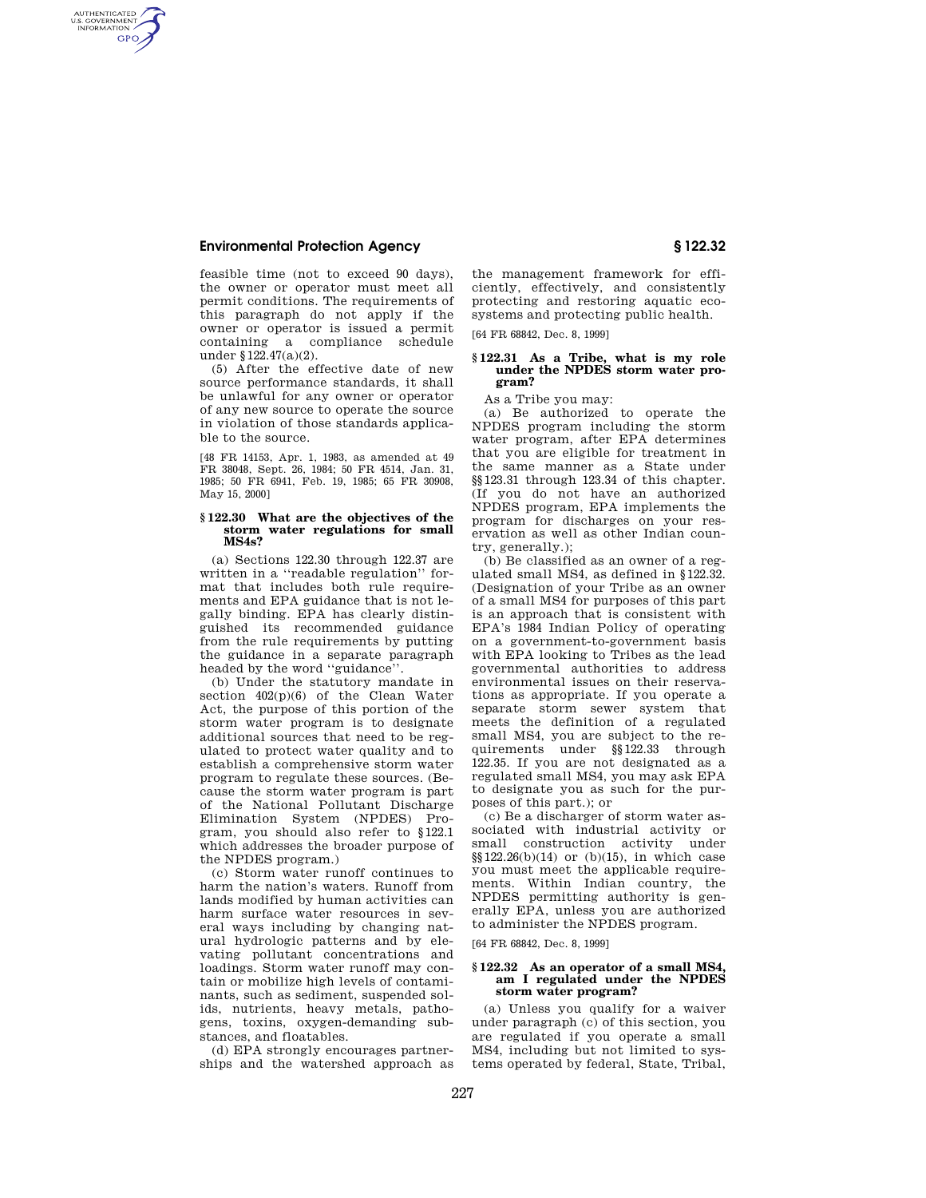feasible time (not to exceed 90 days), the owner or operator must meet all permit conditions. The requirements of this paragraph do not apply if the owner or operator is issued a permit containing a compliance schedule under §122.47(a)(2).

(5) After the effective date of new source performance standards, it shall be unlawful for any owner or operator of any new source to operate the source in violation of those standards applicable to the source.

[48 FR 14153, Apr. 1, 1983, as amended at 49 FR 38048, Sept. 26, 1984; 50 FR 4514, Jan. 31, 1985; 50 FR 6941, Feb. 19, 1985; 65 FR 30908, May 15, 2000]

### § 122.30 What are the objectives of the storm water regulations for small MS4s?

(a) Sections 122.30 through 122.37 are written in a ''readable regulation'' format that includes both rule requirements and EPA guidance that is not legally binding. EPA has clearly distinguished its recommended guidance from the rule requirements by putting the guidance in a separate paragraph headed by the word ''guidance''.

(b) Under the statutory mandate in section 402(p)(6) of the Clean Water Act, the purpose of this portion of the storm water program is to designate additional sources that need to be regulated to protect water quality and to establish a comprehensive storm water program to regulate these sources. (Because the storm water program is part of the National Pollutant Discharge Elimination System (NPDES) Program, you should also refer to §122.1 which addresses the broader purpose of the NPDES program.)

(c) Storm water runoff continues to harm the nation's waters. Runoff from lands modified by human activities can harm surface water resources in several ways including by changing natural hydrologic patterns and by elevating pollutant concentrations and loadings. Storm water runoff may contain or mobilize high levels of contaminants, such as sediment, suspended solids, nutrients, heavy metals, pathogens, toxins, oxygen-demanding substances, and floatables.

(d) EPA strongly encourages partnerships and the watershed approach as the management framework for efficiently, effectively, and consistently protecting and restoring aquatic ecosystems and protecting public health.

[64 FR 68842, Dec. 8, 1999]

### § 122.31 As a Tribe, what is my role under the NPDES storm water program?

As a Tribe you may:

(a) Be authorized to operate the NPDES program including the storm water program, after EPA determines that you are eligible for treatment in the same manner as a State under §§123.31 through 123.34 of this chapter. (If you do not have an authorized NPDES program, EPA implements the program for discharges on your reservation as well as other Indian country, generally.);

(b) Be classified as an owner of a regulated small MS4, as defined in §122.32. (Designation of your Tribe as an owner of a small MS4 for purposes of this part is an approach that is consistent with EPA's 1984 Indian Policy of operating on a government-to-government basis with EPA looking to Tribes as the lead governmental authorities to address environmental issues on their reservations as appropriate. If you operate a separate storm sewer system that meets the definition of a regulated small MS4, you are subject to the requirements under §§122.33 through 122.35. If you are not designated as a regulated small MS4, you may ask EPA to designate you as such for the purposes of this part.); or

(c) Be a discharger of storm water associated with industrial activity or small construction activity under §§122.26(b)(14) or (b)(15), in which case you must meet the applicable requirements. Within Indian country, the NPDES permitting authority is generally EPA, unless you are authorized to administer the NPDES program.

[64 FR 68842, Dec. 8, 1999]

### § 122.32 As an operator of a small MS4, am I regulated under the NPDES storm water program?

(a) Unless you qualify for a waiver under paragraph (c) of this section, you are regulated if you operate a small MS4, including but not limited to systems operated by federal, State, Tribal,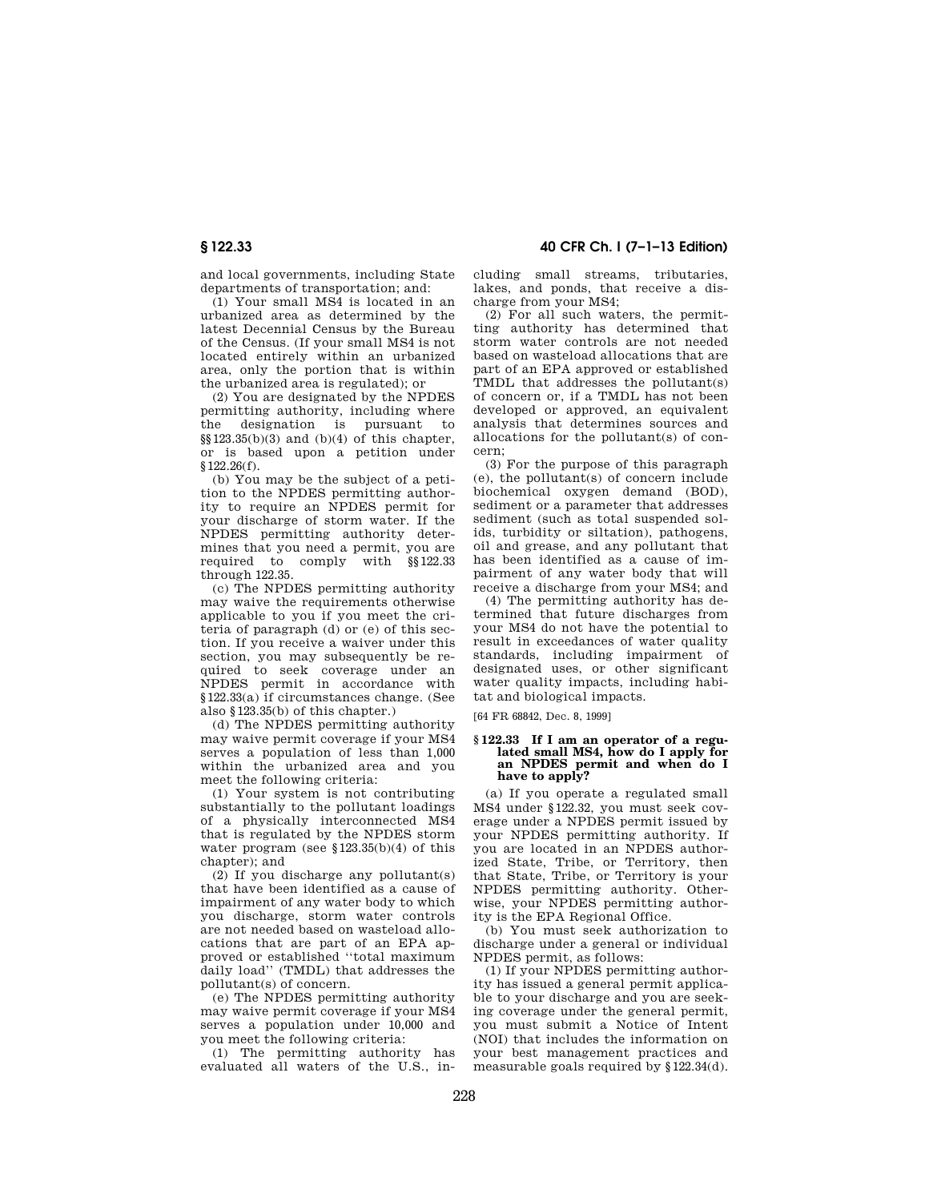and local governments, including State departments of transportation; and:

(1) Your small MS4 is located in an urbanized area as determined by the latest Decennial Census by the Bureau of the Census. (If your small MS4 is not located entirely within an urbanized area, only the portion that is within the urbanized area is regulated); or

(2) You are designated by the NPDES permitting authority, including where the designation is pursuant to §§123.35(b)(3) and (b)(4) of this chapter, or is based upon a petition under §122.26(f).

(b) You may be the subject of a petition to the NPDES permitting authority to require an NPDES permit for your discharge of storm water. If the NPDES permitting authority determines that you need a permit, you are required to comply with §§122.33 through 122.35.

(c) The NPDES permitting authority may waive the requirements otherwise applicable to you if you meet the criteria of paragraph (d) or (e) of this section. If you receive a waiver under this section, you may subsequently be required to seek coverage under an NPDES permit in accordance with §122.33(a) if circumstances change. (See also §123.35(b) of this chapter.)

(d) The NPDES permitting authority may waive permit coverage if your MS4 serves a population of less than 1,000 within the urbanized area and you meet the following criteria:

(1) Your system is not contributing substantially to the pollutant loadings of a physically interconnected MS4 that is regulated by the NPDES storm water program (see §123.35(b)(4) of this chapter); and

(2) If you discharge any pollutant(s) that have been identified as a cause of impairment of any water body to which you discharge, storm water controls are not needed based on wasteload allocations that are part of an EPA approved or established "total maximum daily load" (TMDL) that addresses the pollutant(s) of concern.

(e) The NPDES permitting authority may waive permit coverage if your MS4 serves a population under 10,000 and you meet the following criteria:

(1) The permitting authority has evaluated all waters of the U.S., including small streams, tributaries, lakes, and ponds, that receive a discharge from your MS4;

(2) For all such waters, the permitting authority has determined that storm water controls are not needed based on wasteload allocations that are part of an EPA approved or established TMDL that addresses the pollutant(s) of concern or, if a TMDL has not been developed or approved, an equivalent analysis that determines sources and allocations for the pollutant(s) of concern;

(3) For the purpose of this paragraph (e), the pollutant(s) of concern include biochemical oxygen demand (BOD), sediment or a parameter that addresses sediment (such as total suspended solids, turbidity or siltation), pathogens, oil and grease, and any pollutant that has been identified as a cause of impairment of any water body that will receive a discharge from your MS4; and

(4) The permitting authority has determined that future discharges from your MS4 do not have the potential to result in exceedances of water quality standards, including impairment of designated uses, or other significant water quality impacts, including habitat and biological impacts.

[64 FR 68842, Dec. 8, 1999]

### §122.33 If I am an operator of a regulated small MS4, how do I apply for an NPDES permit and when do I have to apply?

(a) If you operate a regulated small MS4 under §122.32, you must seek coverage under a NPDES permit issued by your NPDES permitting authority. If you are located in an NPDES authorized State, Tribe, or Territory, then that State, Tribe, or Territory is your NPDES permitting authority. Otherwise, your NPDES permitting authority is the EPA Regional Office.

(b) You must seek authorization to discharge under a general or individual NPDES permit, as follows:

(1) If your NPDES permitting authority has issued a general permit applicable to your discharge and you are seeking coverage under the general permit, you must submit a Notice of Intent (NOI) that includes the information on your best management practices and measurable goals required by §122.34(d).